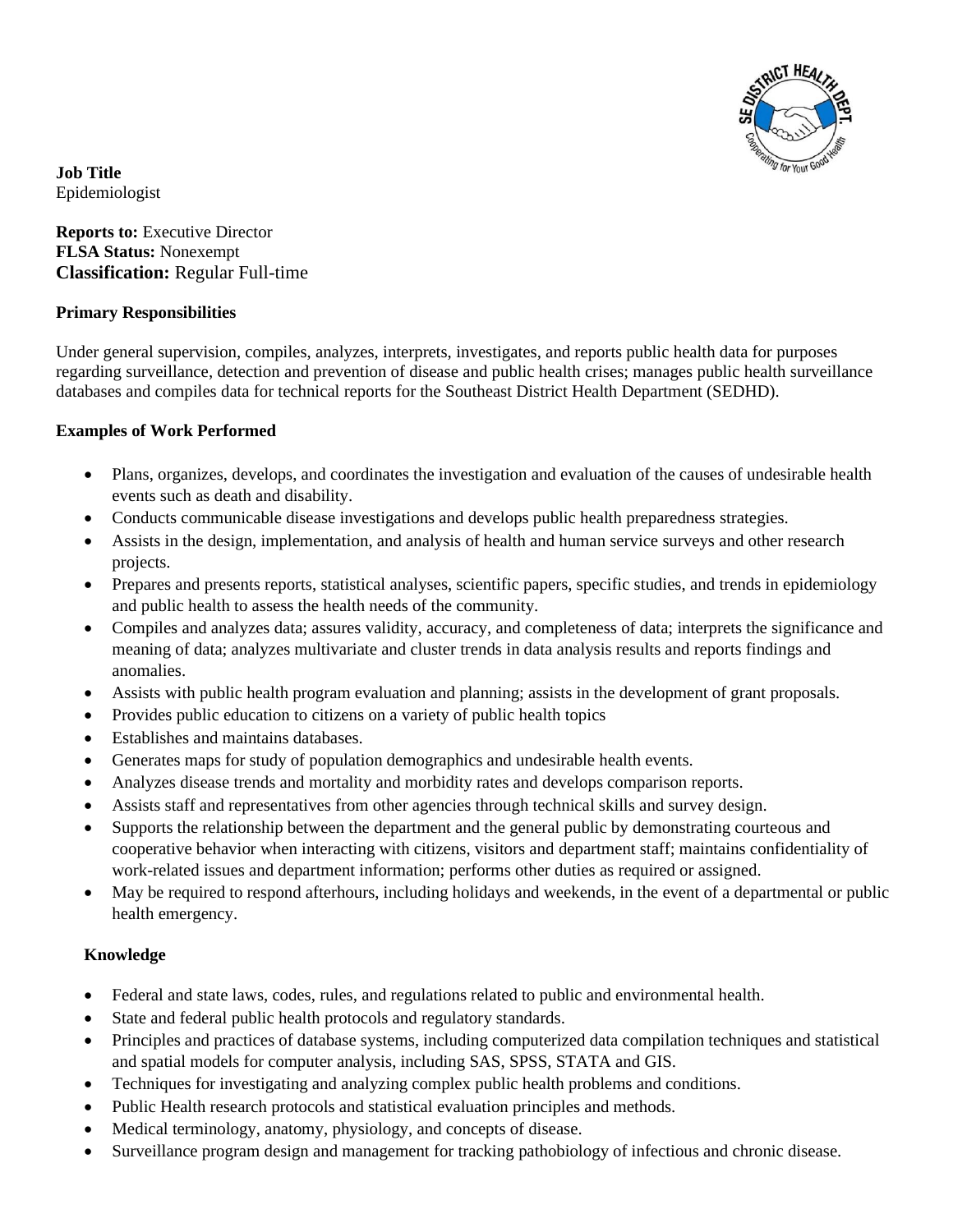**Job Title**
Epidemiologist

**Reports to:** Executive Director
**FLSA Status:** Nonexempt
**Classification:** Regular Full-time

**Primary Responsibilities**

Under general supervision, compiles, analyzes, interprets, investigates, and reports public health data for purposes regarding surveillance, detection and prevention of disease and public health crises; manages public health surveillance databases and compiles data for technical reports for the Southeast District Health Department (SEDHD).

**Examples of Work Performed**

- Plans, organizes, develops, and coordinates the investigation and evaluation of the causes of undesirable health events such as death and disability.
- Conducts communicable disease investigations and develops public health preparedness strategies.
- Assists in the design, implementation, and analysis of health and human service surveys and other research projects.
- Prepares and presents reports, statistical analyses, scientific papers, specific studies, and trends in epidemiology and public health to assess the health needs of the community.
- Compiles and analyzes data; assures validity, accuracy, and completeness of data; interprets the significance and meaning of data; analyzes multivariate and cluster trends in data analysis results and reports findings and anomalies.
- Assists with public health program evaluation and planning; assists in the development of grant proposals.
- Provides public education to citizens on a variety of public health topics
- Establishes and maintains databases.
- Generates maps for study of population demographics and undesirable health events.
- Analyzes disease trends and mortality and morbidity rates and develops comparison reports.
- Assists staff and representatives from other agencies through technical skills and survey design.
- Supports the relationship between the department and the general public by demonstrating courteous and cooperative behavior when interacting with citizens, visitors and department staff; maintains confidentiality of work-related issues and department information; performs other duties as required or assigned.
- May be required to respond afterhours, including holidays and weekends, in the event of a departmental or public health emergency.

**Knowledge**

- Federal and state laws, codes, rules, and regulations related to public and environmental health.
- State and federal public health protocols and regulatory standards.
- Principles and practices of database systems, including computerized data compilation techniques and statistical and spatial models for computer analysis, including SAS, SPSS, STATA and GIS.
- Techniques for investigating and analyzing complex public health problems and conditions.
- Public Health research protocols and statistical evaluation principles and methods.
- Medical terminology, anatomy, physiology, and concepts of disease.
- Surveillance program design and management for tracking pathobiology of infectious and chronic disease.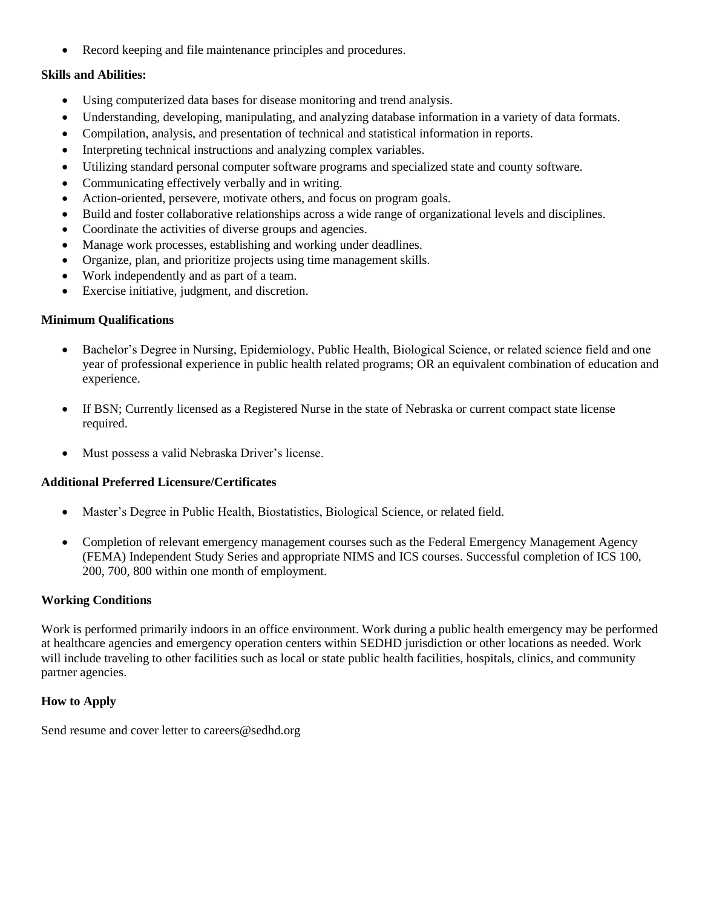- Record keeping and file maintenance principles and procedures.

**Skills and Abilities:**

- Using computerized data bases for disease monitoring and trend analysis.
- Understanding, developing, manipulating, and analyzing database information in a variety of data formats.
- Compilation, analysis, and presentation of technical and statistical information in reports.
- Interpreting technical instructions and analyzing complex variables.
- Utilizing standard personal computer software programs and specialized state and county software.
- Communicating effectively verbally and in writing.
- Action-oriented, persevere, motivate others, and focus on program goals.
- Build and foster collaborative relationships across a wide range of organizational levels and disciplines.
- Coordinate the activities of diverse groups and agencies.
- Manage work processes, establishing and working under deadlines.
- Organize, plan, and prioritize projects using time management skills.
- Work independently and as part of a team.
- Exercise initiative, judgment, and discretion.

**Minimum Qualifications**

- Bachelor's Degree in Nursing, Epidemiology, Public Health, Biological Science, or related science field and one year of professional experience in public health related programs; OR an equivalent combination of education and experience.

- If BSN; Currently licensed as a Registered Nurse in the state of Nebraska or current compact state license required.

- Must possess a valid Nebraska Driver's license.

**Additional Preferred Licensure/Certificates**

- Master's Degree in Public Health, Biostatistics, Biological Science, or related field.

- Completion of relevant emergency management courses such as the Federal Emergency Management Agency (FEMA) Independent Study Series and appropriate NIMS and ICS courses. Successful completion of ICS 100, 200, 700, 800 within one month of employment.

**Working Conditions**

Work is performed primarily indoors in an office environment. Work during a public health emergency may be performed at healthcare agencies and emergency operation centers within SEDHD jurisdiction or other locations as needed. Work will include traveling to other facilities such as local or state public health facilities, hospitals, clinics, and community partner agencies.

**How to Apply**

Send resume and cover letter to careers@sedhd.org